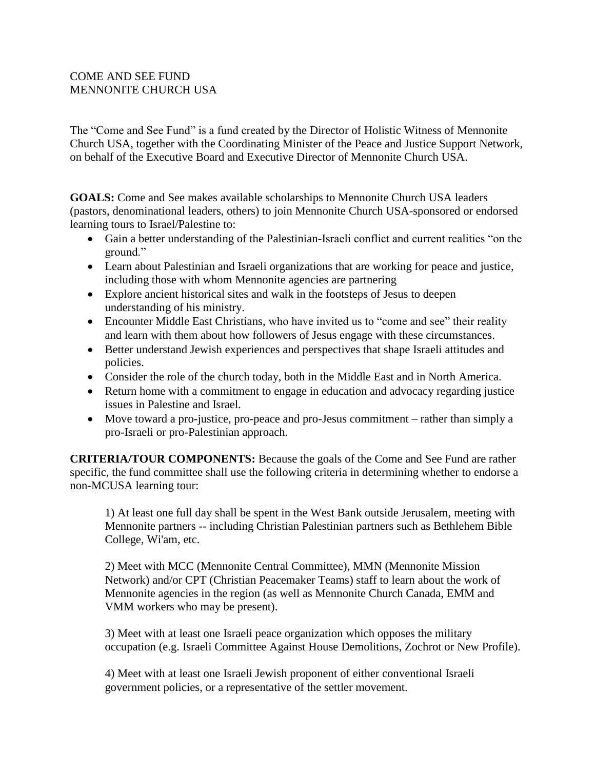COME AND SEE FUND
MENNONITE CHURCH USA

The "Come and See Fund" is a fund created by the Director of Holistic Witness of Mennonite Church USA, together with the Coordinating Minister of the Peace and Justice Support Network, on behalf of the Executive Board and Executive Director of Mennonite Church USA.

**GOALS:** Come and See makes available scholarships to Mennonite Church USA leaders (pastors, denominational leaders, others) to join Mennonite Church USA-sponsored or endorsed learning tours to Israel/Palestine to:

- Gain a better understanding of the Palestinian-Israeli conflict and current realities "on the ground."
- Learn about Palestinian and Israeli organizations that are working for peace and justice, including those with whom Mennonite agencies are partnering
- Explore ancient historical sites and walk in the footsteps of Jesus to deepen understanding of his ministry.
- Encounter Middle East Christians, who have invited us to "come and see" their reality and learn with them about how followers of Jesus engage with these circumstances.
- Better understand Jewish experiences and perspectives that shape Israeli attitudes and policies.
- Consider the role of the church today, both in the Middle East and in North America.
- Return home with a commitment to engage in education and advocacy regarding justice issues in Palestine and Israel.
- Move toward a pro-justice, pro-peace and pro-Jesus commitment – rather than simply a pro-Israeli or pro-Palestinian approach.

**CRITERIA/TOUR COMPONENTS:** Because the goals of the Come and See Fund are rather specific, the fund committee shall use the following criteria in determining whether to endorse a non-MCUSA learning tour:

1) At least one full day shall be spent in the West Bank outside Jerusalem, meeting with Mennonite partners -- including Christian Palestinian partners such as Bethlehem Bible College, Wi'am, etc.

2) Meet with MCC (Mennonite Central Committee), MMN (Mennonite Mission Network) and/or CPT (Christian Peacemaker Teams) staff to learn about the work of Mennonite agencies in the region (as well as Mennonite Church Canada, EMM and VMM workers who may be present).

3) Meet with at least one Israeli peace organization which opposes the military occupation (e.g. Israeli Committee Against House Demolitions, Zochrot or New Profile).

4) Meet with at least one Israeli Jewish proponent of either conventional Israeli government policies, or a representative of the settler movement.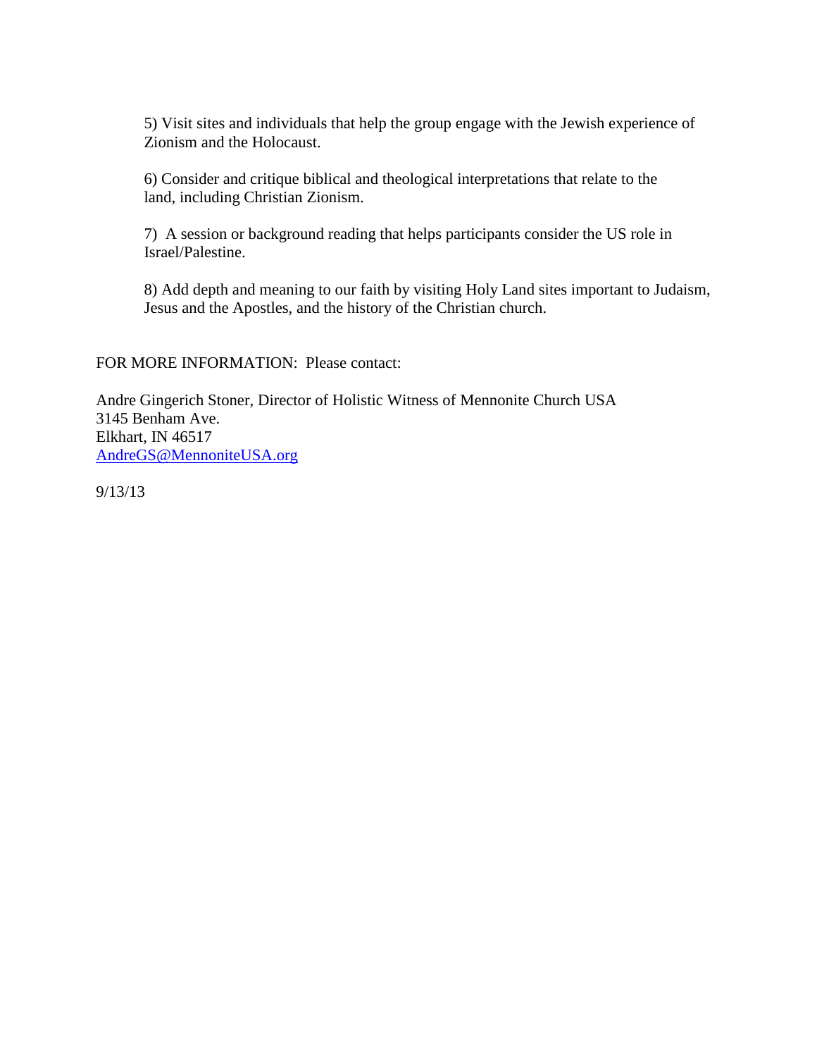5) Visit sites and individuals that help the group engage with the Jewish experience of Zionism and the Holocaust.

6) Consider and critique biblical and theological interpretations that relate to the land, including Christian Zionism.

7) A session or background reading that helps participants consider the US role in Israel/Palestine.

8) Add depth and meaning to our faith by visiting Holy Land sites important to Judaism, Jesus and the Apostles, and the history of the Christian church.

FOR MORE INFORMATION: Please contact:

Andre Gingerich Stoner, Director of Holistic Witness of Mennonite Church USA
3145 Benham Ave.
Elkhart, IN 46517
AndreGS@MennoniteUSA.org

9/13/13